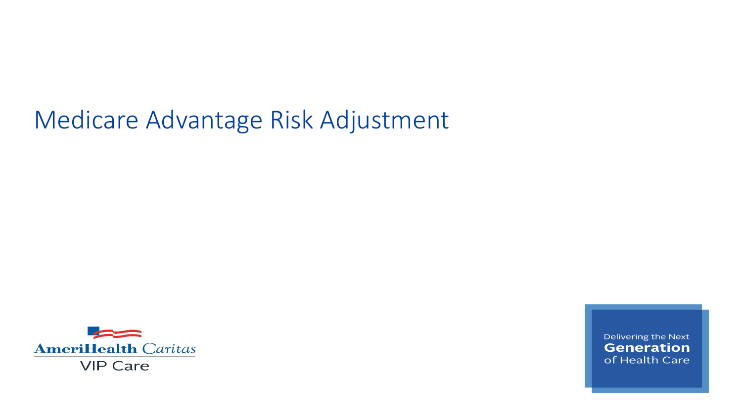# Medicare Advantage Risk Adjustment

AmeriHealth Caritas

VIP Care

Delivering the Next **Generation** of Health Care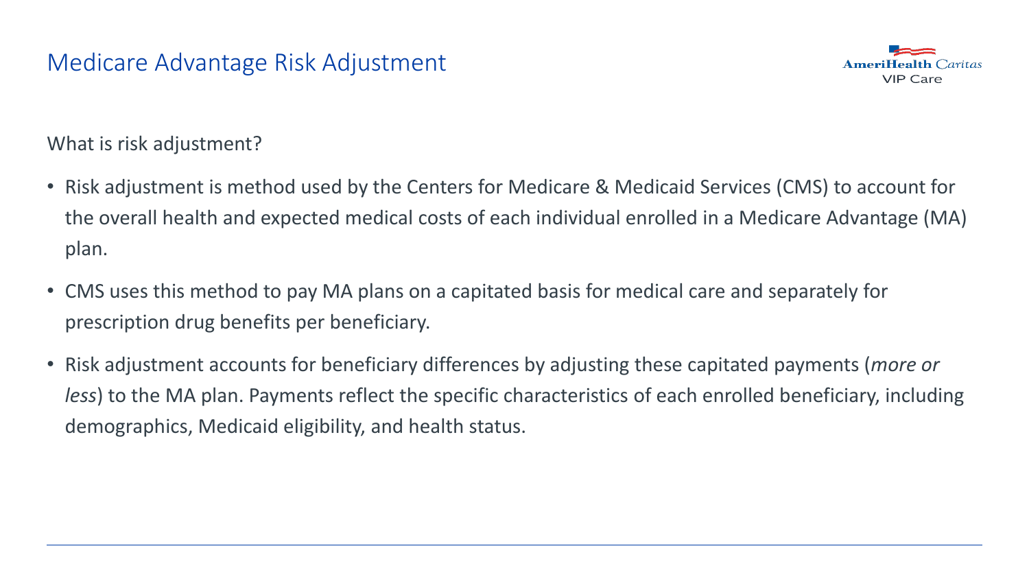## Medicare Advantage Risk Adjustment

What is risk adjustment?

- Risk adjustment is method used by the Centers for Medicare & Medicaid Services (CMS) to account for the overall health and expected medical costs of each individual enrolled in a Medicare Advantage (MA) plan.
- CMS uses this method to pay MA plans on a capitated basis for medical care and separately for prescription drug benefits per beneficiary.
- Risk adjustment accounts for beneficiary differences by adjusting these capitated payments (*more or less*) to the MA plan. Payments reflect the specific characteristics of each enrolled beneficiary, including demographics, Medicaid eligibility, and health status.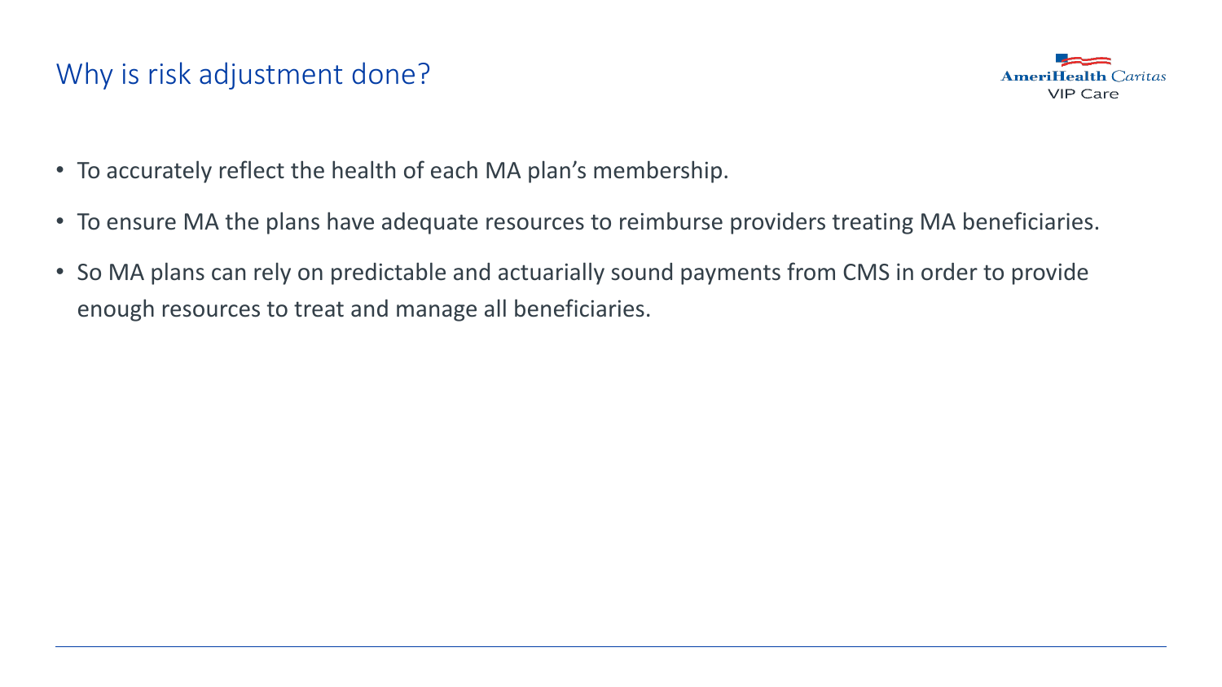## Why is risk adjustment done?

- To accurately reflect the health of each MA plan's membership.
- To ensure MA the plans have adequate resources to reimburse providers treating MA beneficiaries.
- So MA plans can rely on predictable and actuarially sound payments from CMS in order to provide enough resources to treat and manage all beneficiaries.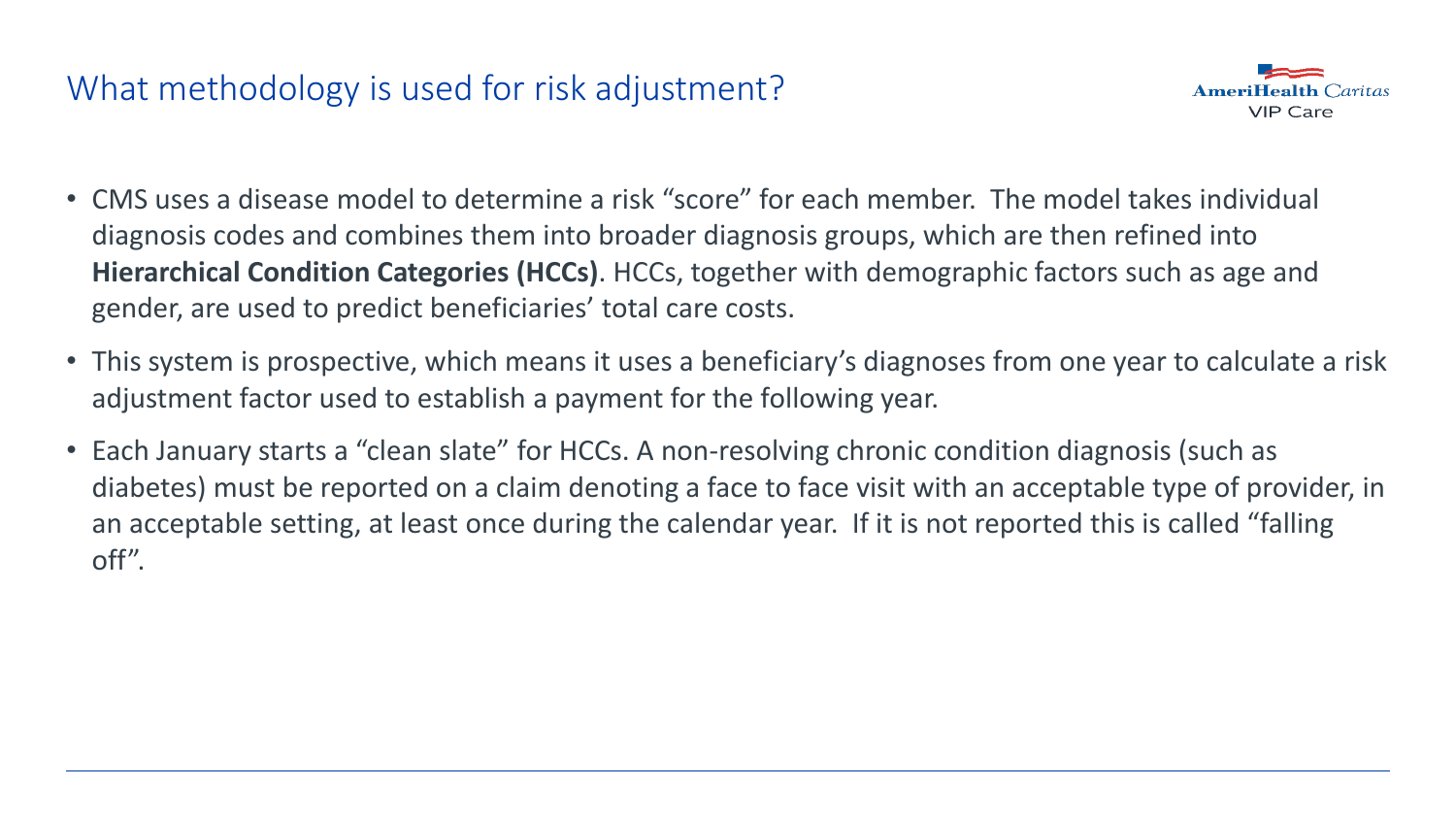## What methodology is used for risk adjustment?

- CMS uses a disease model to determine a risk "score" for each member. The model takes individual diagnosis codes and combines them into broader diagnosis groups, which are then refined into **Hierarchical Condition Categories (HCCs)**. HCCs, together with demographic factors such as age and gender, are used to predict beneficiaries' total care costs.
- This system is prospective, which means it uses a beneficiary's diagnoses from one year to calculate a risk adjustment factor used to establish a payment for the following year.
- Each January starts a "clean slate" for HCCs. A non-resolving chronic condition diagnosis (such as diabetes) must be reported on a claim denoting a face to face visit with an acceptable type of provider, in an acceptable setting, at least once during the calendar year. If it is not reported this is called "falling off".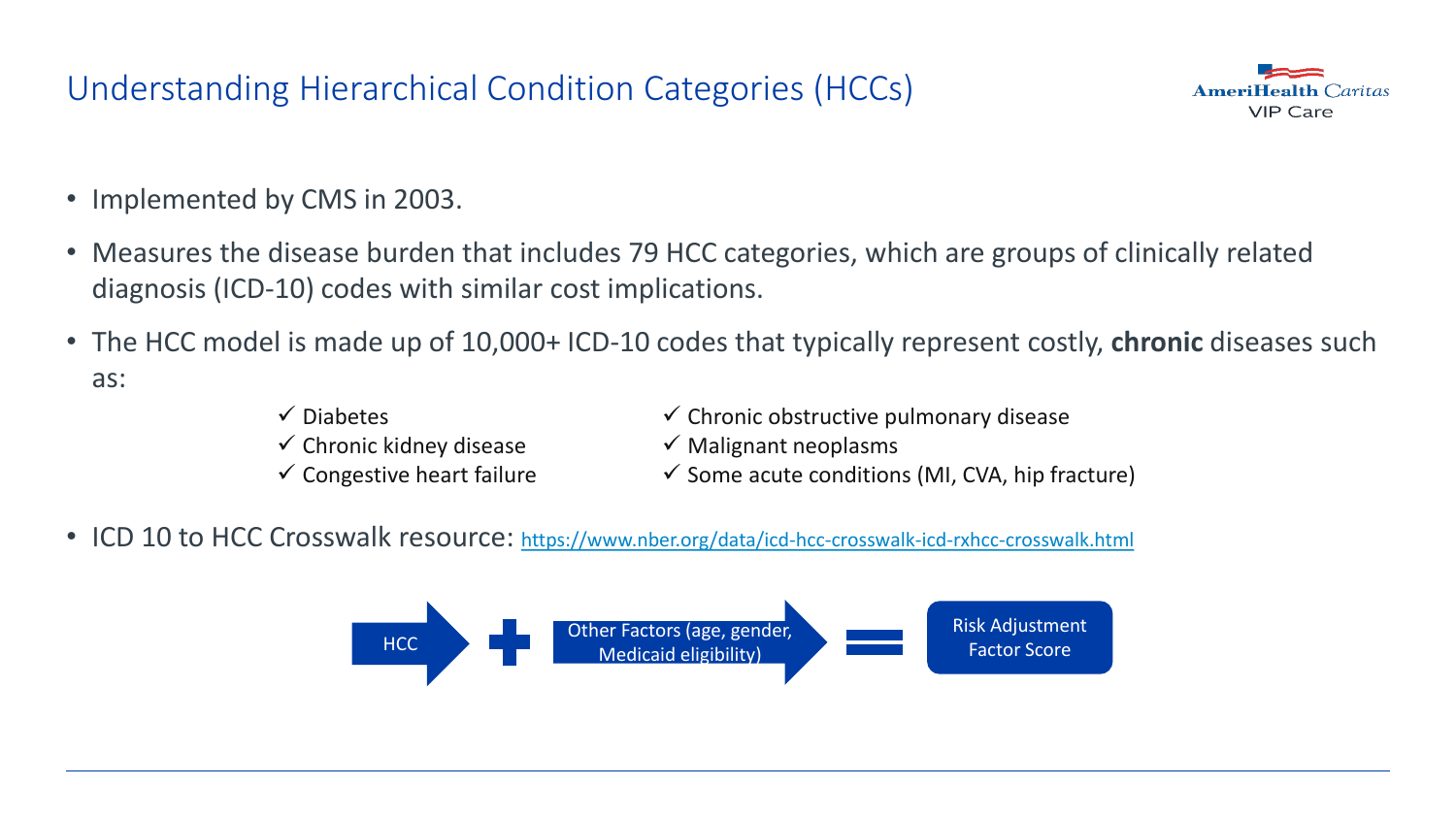# Understanding Hierarchical Condition Categories (HCCs)

- Implemented by CMS in 2003.
- Measures the disease burden that includes 79 HCC categories, which are groups of clinically related diagnosis (ICD-10) codes with similar cost implications.
- The HCC model is made up of 10,000+ ICD-10 codes that typically represent costly, **chronic** diseases such as:
  - ✓ Diabetes
  - ✓ Chronic kidney disease
  - ✓ Congestive heart failure
  - ✓ Chronic obstructive pulmonary disease
  - ✓ Malignant neoplasms
  - ✓ Some acute conditions (MI, CVA, hip fracture)
- ICD 10 to HCC Crosswalk resource: https://www.nber.org/data/icd-hcc-crosswalk-icd-rxhcc-crosswalk.html

HCC + Other Factors (age, gender, Medicaid eligibility) = Risk Adjustment Factor Score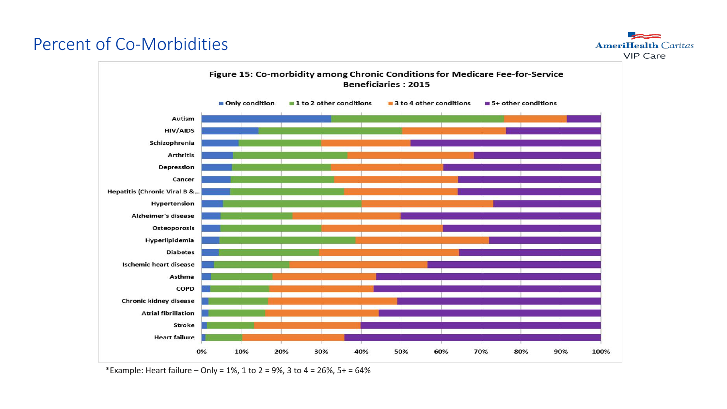# Percent of Co-Morbidities

**Figure 15: Co-morbidity among Chronic Conditions for Medicare Fee-for-Service Beneficiaries : 2015**

■ Only condition ■ 1 to 2 other conditions ■ 3 to 4 other conditions ■ 5+ other conditions

Autism
HIV/AIDS
Schizophrenia
Arthritis
Depression
Cancer
Hepatitis (Chronic Viral B &...
Hypertension
Alzheimer's disease
Osteoporosis
Hyperlipidemia
Diabetes
Ischemic heart disease
Asthma
COPD
Chronic kidney disease
Atrial fibrillation
Stroke
Heart failure

0% 10% 20% 30% 40% 50% 60% 70% 80% 90% 100%

*Example: Heart failure – Only = 1%, 1 to 2 = 9%, 3 to 4 = 26%, 5+ = 64%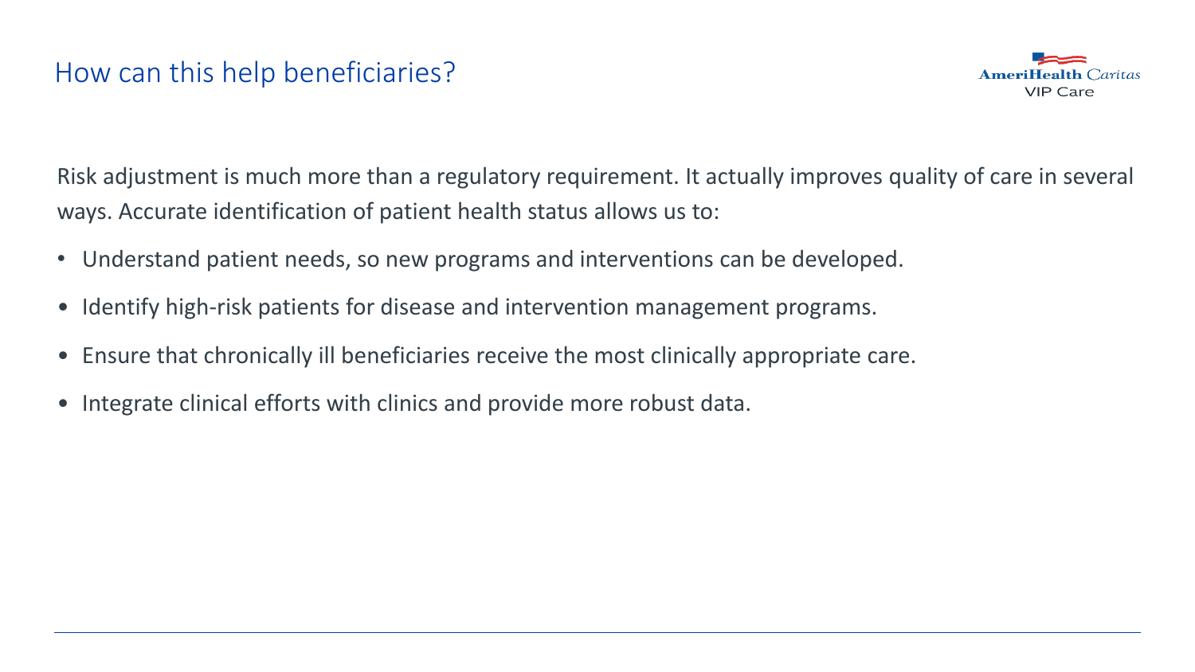## How can this help beneficiaries?

Risk adjustment is much more than a regulatory requirement. It actually improves quality of care in several ways. Accurate identification of patient health status allows us to:

- Understand patient needs, so new programs and interventions can be developed.
- Identify high-risk patients for disease and intervention management programs.
- Ensure that chronically ill beneficiaries receive the most clinically appropriate care.
- Integrate clinical efforts with clinics and provide more robust data.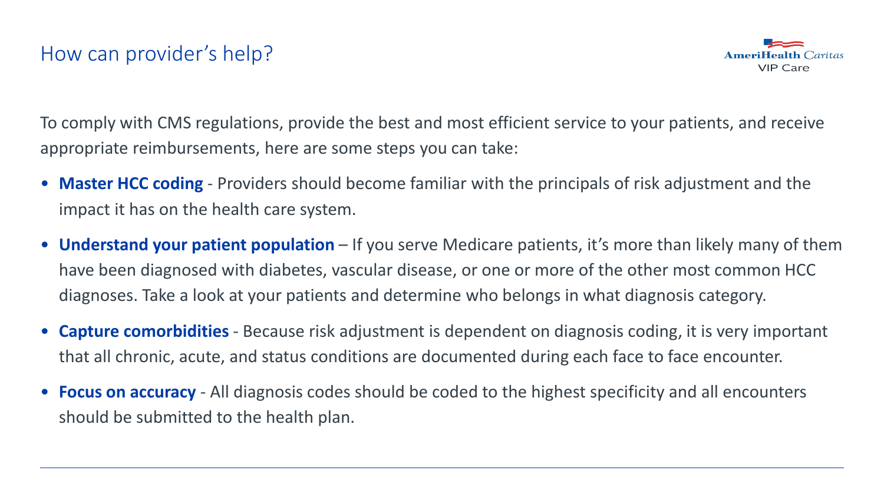## How can provider's help?

To comply with CMS regulations, provide the best and most efficient service to your patients, and receive appropriate reimbursements, here are some steps you can take:

- **Master HCC coding** - Providers should become familiar with the principals of risk adjustment and the impact it has on the health care system.
- **Understand your patient population** – If you serve Medicare patients, it's more than likely many of them have been diagnosed with diabetes, vascular disease, or one or more of the other most common HCC diagnoses. Take a look at your patients and determine who belongs in what diagnosis category.
- **Capture comorbidities** - Because risk adjustment is dependent on diagnosis coding, it is very important that all chronic, acute, and status conditions are documented during each face to face encounter.
- **Focus on accuracy** - All diagnosis codes should be coded to the highest specificity and all encounters should be submitted to the health plan.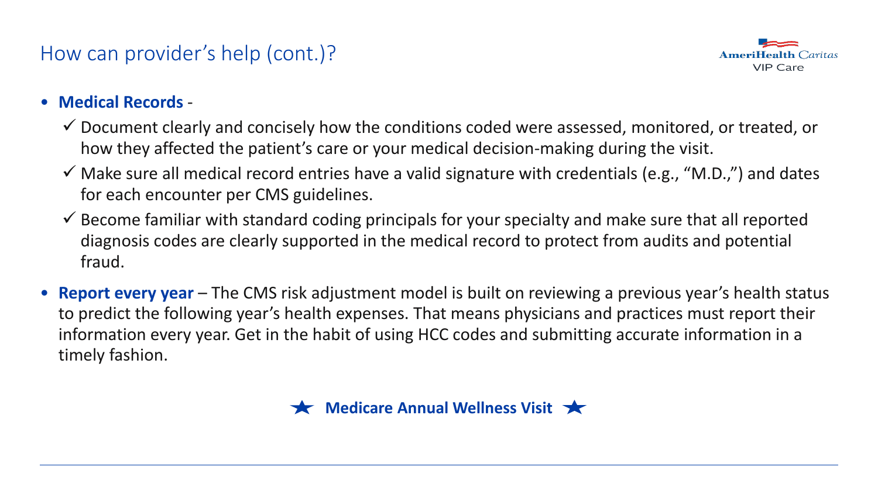## How can provider's help (cont.)?

- **Medical Records** -
  - ✓ Document clearly and concisely how the conditions coded were assessed, monitored, or treated, or how they affected the patient's care or your medical decision-making during the visit.
  - ✓ Make sure all medical record entries have a valid signature with credentials (e.g., "M.D.,") and dates for each encounter per CMS guidelines.
  - ✓ Become familiar with standard coding principals for your specialty and make sure that all reported diagnosis codes are clearly supported in the medical record to protect from audits and potential fraud.
- **Report every year** – The CMS risk adjustment model is built on reviewing a previous year's health status to predict the following year's health expenses. That means physicians and practices must report their information every year. Get in the habit of using HCC codes and submitting accurate information in a timely fashion.

★ **Medicare Annual Wellness Visit** ★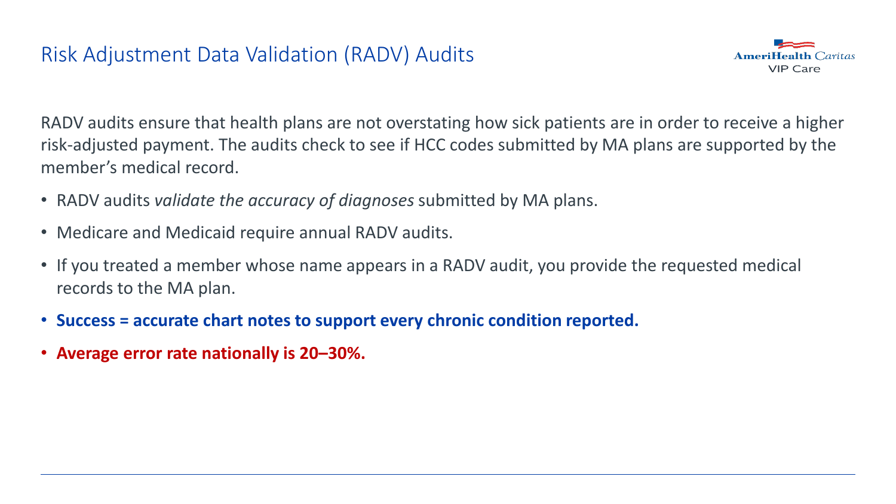# Risk Adjustment Data Validation (RADV) Audits

RADV audits ensure that health plans are not overstating how sick patients are in order to receive a higher risk-adjusted payment. The audits check to see if HCC codes submitted by MA plans are supported by the member's medical record.

- RADV audits *validate the accuracy of diagnoses* submitted by MA plans.
- Medicare and Medicaid require annual RADV audits.
- If you treated a member whose name appears in a RADV audit, you provide the requested medical records to the MA plan.
- **Success = accurate chart notes to support every chronic condition reported.**
- **Average error rate nationally is 20–30%.**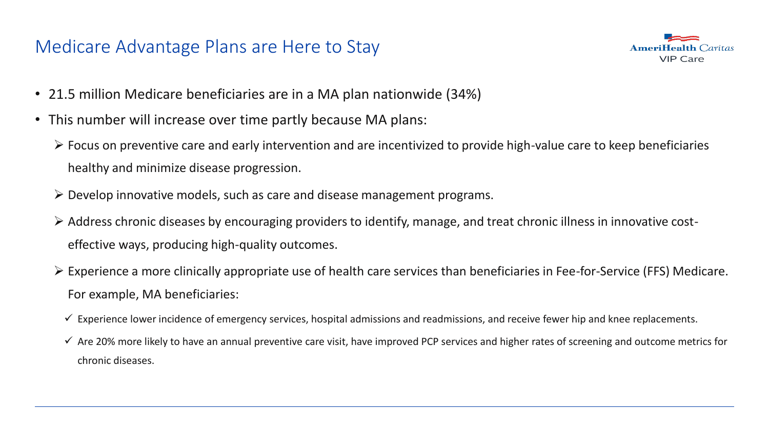# Medicare Advantage Plans are Here to Stay

- 21.5 million Medicare beneficiaries are in a MA plan nationwide (34%)
- This number will increase over time partly because MA plans:
  - Focus on preventive care and early intervention and are incentivized to provide high-value care to keep beneficiaries healthy and minimize disease progression.
  - Develop innovative models, such as care and disease management programs.
  - Address chronic diseases by encouraging providers to identify, manage, and treat chronic illness in innovative cost-effective ways, producing high-quality outcomes.
  - Experience a more clinically appropriate use of health care services than beneficiaries in Fee-for-Service (FFS) Medicare. For example, MA beneficiaries:
    - ✓ Experience lower incidence of emergency services, hospital admissions and readmissions, and receive fewer hip and knee replacements.
    - ✓ Are 20% more likely to have an annual preventive care visit, have improved PCP services and higher rates of screening and outcome metrics for chronic diseases.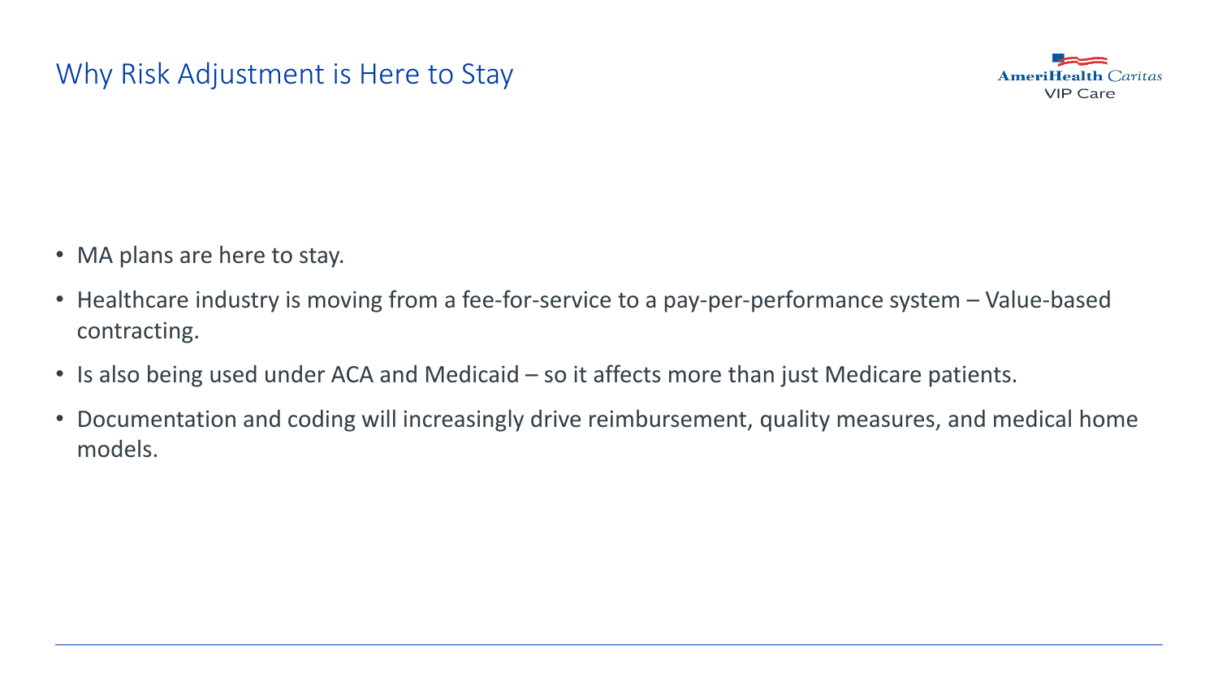## Why Risk Adjustment is Here to Stay

- MA plans are here to stay.
- Healthcare industry is moving from a fee-for-service to a pay-per-performance system – Value-based contracting.
- Is also being used under ACA and Medicaid – so it affects more than just Medicare patients.
- Documentation and coding will increasingly drive reimbursement, quality measures, and medical home models.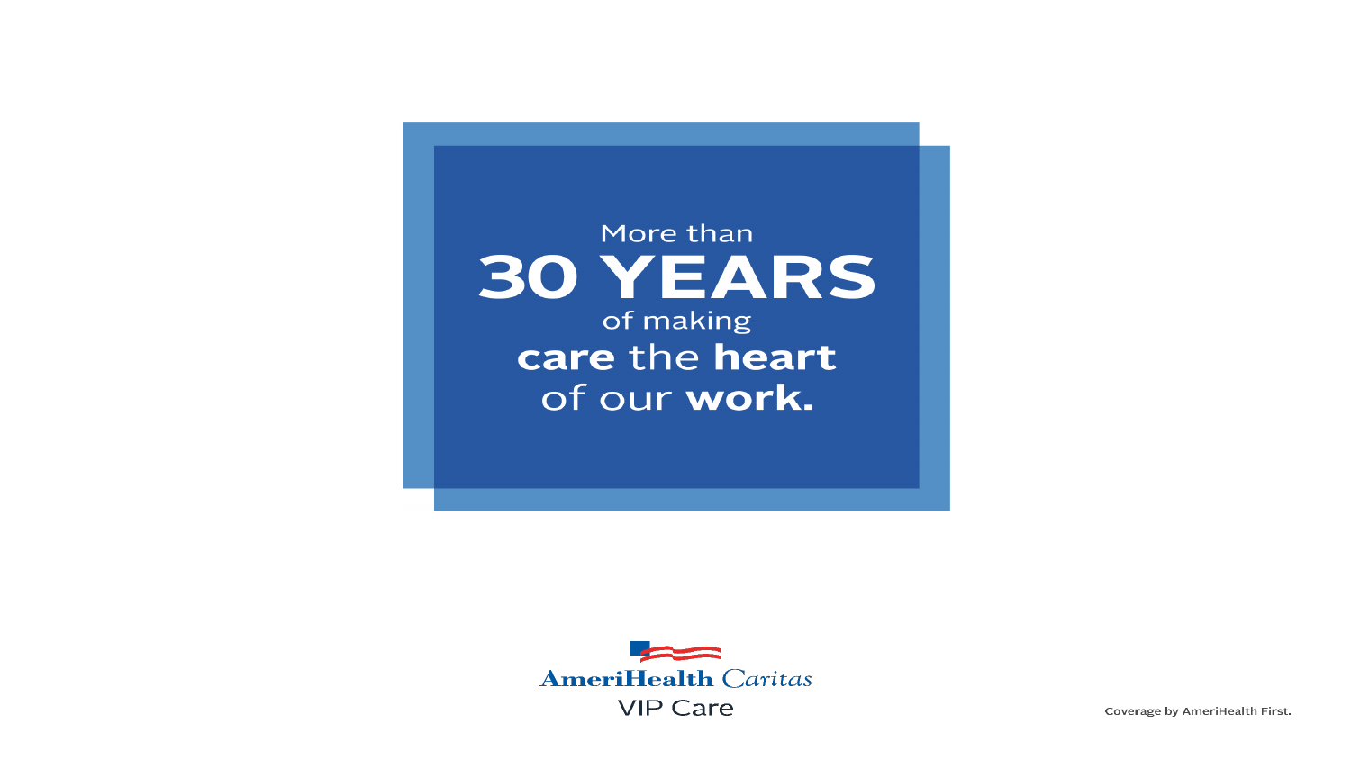More than

# 30 YEARS

of making

**care** the **heart**

of our **work.**

AmeriHealth Caritas

VIP Care

Coverage by AmeriHealth First.